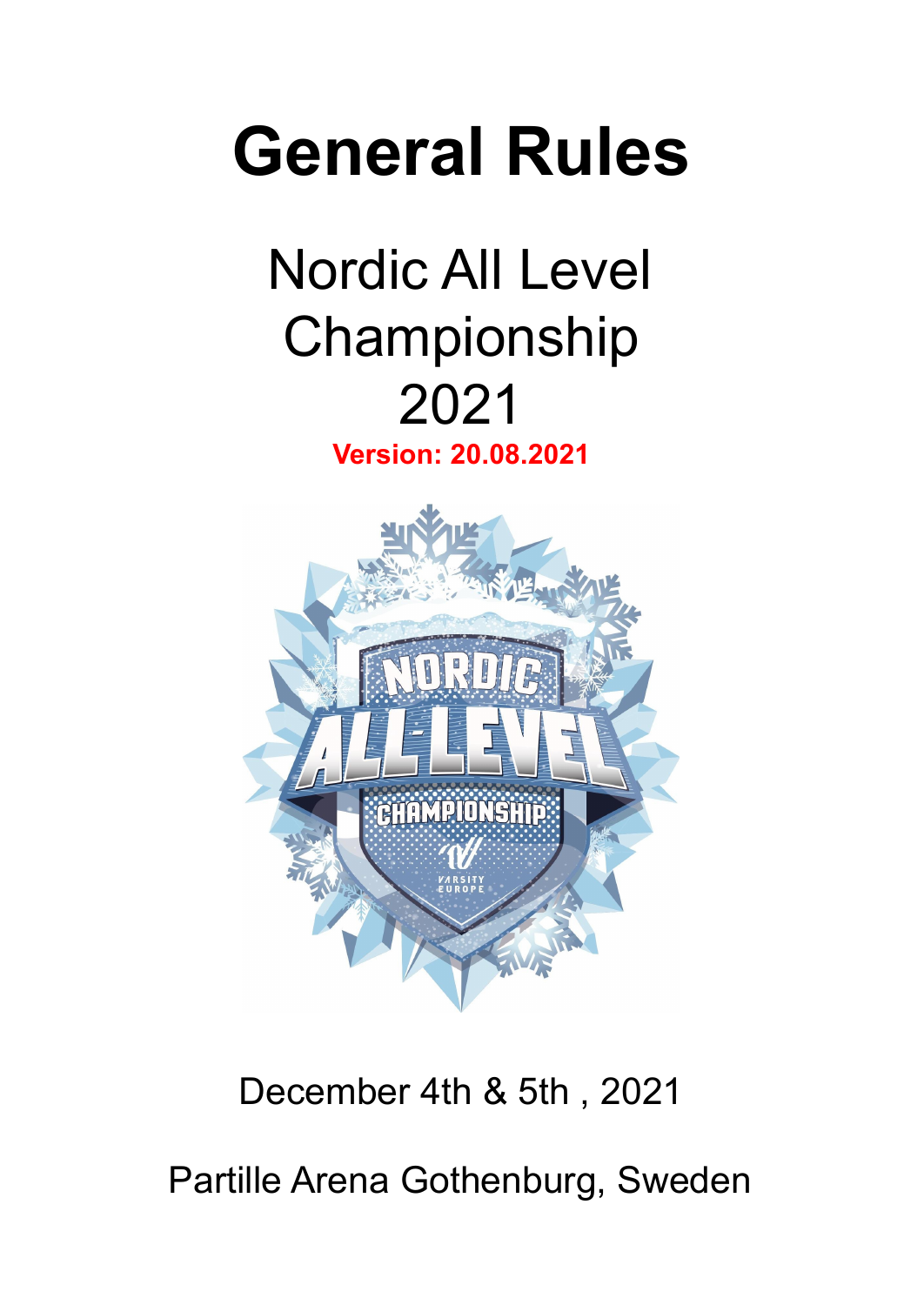# General Rules

## Nordic All Level Championship 2021

**Version: 20.08.2021**

December 4th & 5th , 2021

Partille Arena Gothenburg, Sweden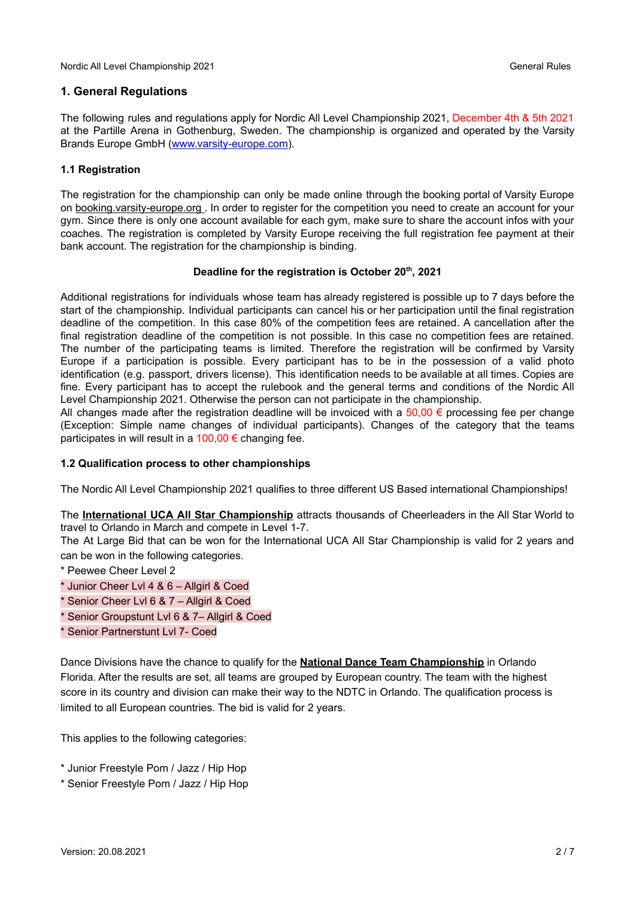## 1. General Regulations

The following rules and regulations apply for Nordic All Level Championship 2021, December 4th & 5th 2021 at the Partille Arena in Gothenburg, Sweden. The championship is organized and operated by the Varsity Brands Europe GmbH (www.varsity-europe.com).

### 1.1 Registration

The registration for the championship can only be made online through the booking portal of Varsity Europe on booking.varsity-europe.org . In order to register for the competition you need to create an account for your gym. Since there is only one account available for each gym, make sure to share the account infos with your coaches. The registration is completed by Varsity Europe receiving the full registration fee payment at their bank account. The registration for the championship is binding.

**Deadline for the registration is October 20th, 2021**

Additional registrations for individuals whose team has already registered is possible up to 7 days before the start of the championship. Individual participants can cancel his or her participation until the final registration deadline of the competition. In this case 80% of the competition fees are retained. A cancellation after the final registration deadline of the competition is not possible. In this case no competition fees are retained. The number of the participating teams is limited. Therefore the registration will be confirmed by Varsity Europe if a participation is possible. Every participant has to be in the possession of a valid photo identification (e.g. passport, drivers license). This identification needs to be available at all times. Copies are fine. Every participant has to accept the rulebook and the general terms and conditions of the Nordic All Level Championship 2021. Otherwise the person can not participate in the championship.
All changes made after the registration deadline will be invoiced with a 50,00 € processing fee per change (Exception: Simple name changes of individual participants). Changes of the category that the teams participates in will result in a 100,00 € changing fee.

### 1.2 Qualification process to other championships

The Nordic All Level Championship 2021 qualifies to three different US Based international Championships!

The **International UCA All Star Championship** attracts thousands of Cheerleaders in the All Star World to travel to Orlando in March and compete in Level 1-7.
The At Large Bid that can be won for the International UCA All Star Championship is valid for 2 years and can be won in the following categories.

* Peewee Cheer Level 2
* Junior Cheer Lvl 4 & 6 – Allgirl & Coed
* Senior Cheer Lvl 6 & 7 – Allgirl & Coed
* Senior Groupstunt Lvl 6 & 7– Allgirl & Coed
* Senior Partnerstunt Lvl 7- Coed

Dance Divisions have the chance to qualify for the **National Dance Team Championship** in Orlando Florida. After the results are set, all teams are grouped by European country. The team with the highest score in its country and division can make their way to the NDTC in Orlando. The qualification process is limited to all European countries. The bid is valid for 2 years.

This applies to the following categories:

* Junior Freestyle Pom / Jazz / Hip Hop
* Senior Freestyle Pom / Jazz / Hip Hop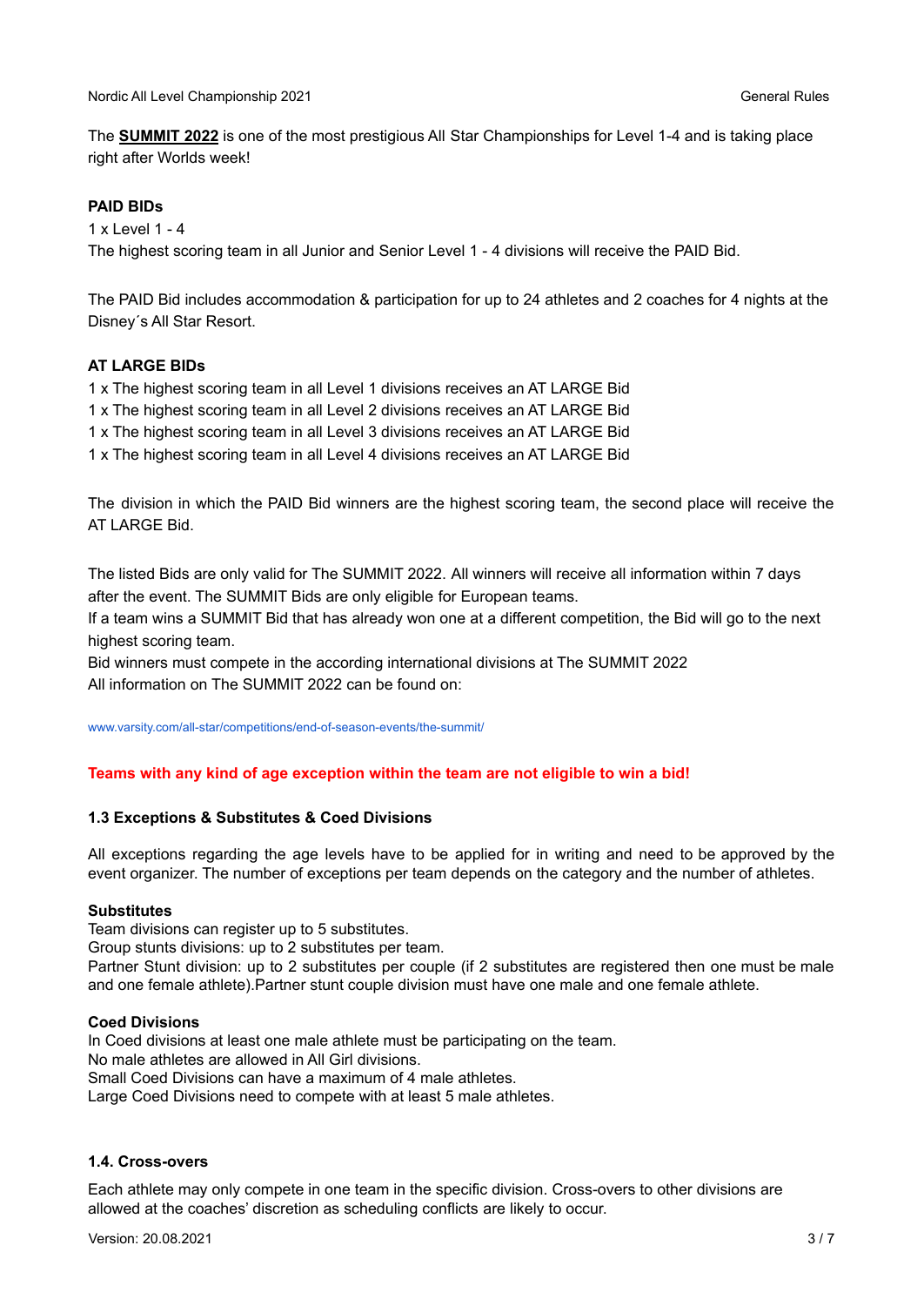The **SUMMIT 2022** is one of the most prestigious All Star Championships for Level 1-4 and is taking place right after Worlds week!

**PAID BIDs**

1 x Level 1 - 4

The highest scoring team in all Junior and Senior Level 1 - 4 divisions will receive the PAID Bid.

The PAID Bid includes accommodation & participation for up to 24 athletes and 2 coaches for 4 nights at the Disney´s All Star Resort.

**AT LARGE BIDs**

1 x The highest scoring team in all Level 1 divisions receives an AT LARGE Bid
1 x The highest scoring team in all Level 2 divisions receives an AT LARGE Bid
1 x The highest scoring team in all Level 3 divisions receives an AT LARGE Bid
1 x The highest scoring team in all Level 4 divisions receives an AT LARGE Bid

The division in which the PAID Bid winners are the highest scoring team, the second place will receive the AT LARGE Bid.

The listed Bids are only valid for The SUMMIT 2022. All winners will receive all information within 7 days after the event. The SUMMIT Bids are only eligible for European teams.
If a team wins a SUMMIT Bid that has already won one at a different competition, the Bid will go to the next highest scoring team.
Bid winners must compete in the according international divisions at The SUMMIT 2022
All information on The SUMMIT 2022 can be found on:

www.varsity.com/all-star/competitions/end-of-season-events/the-summit/

**Teams with any kind of age exception within the team are not eligible to win a bid!**

### 1.3 Exceptions & Substitutes & Coed Divisions

All exceptions regarding the age levels have to be applied for in writing and need to be approved by the event organizer. The number of exceptions per team depends on the category and the number of athletes.

**Substitutes**

Team divisions can register up to 5 substitutes.
Group stunts divisions: up to 2 substitutes per team.
Partner Stunt division: up to 2 substitutes per couple (if 2 substitutes are registered then one must be male and one female athlete).Partner stunt couple division must have one male and one female athlete.

**Coed Divisions**

In Coed divisions at least one male athlete must be participating on the team.
No male athletes are allowed in All Girl divisions.
Small Coed Divisions can have a maximum of 4 male athletes.
Large Coed Divisions need to compete with at least 5 male athletes.

### 1.4. Cross-overs

Each athlete may only compete in one team in the specific division. Cross-overs to other divisions are allowed at the coaches' discretion as scheduling conflicts are likely to occur.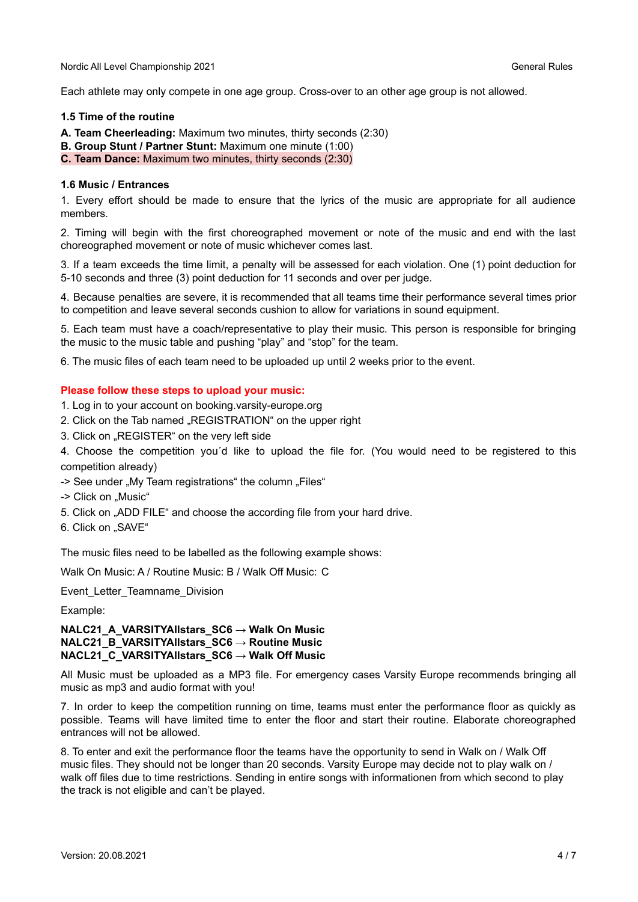Each athlete may only compete in one age group. Cross-over to an other age group is not allowed.

### 1.5 Time of the routine

**A. Team Cheerleading:** Maximum two minutes, thirty seconds (2:30)
**B. Group Stunt / Partner Stunt:** Maximum one minute (1:00)
**C. Team Dance:** Maximum two minutes, thirty seconds (2:30)

### 1.6 Music / Entrances

1. Every effort should be made to ensure that the lyrics of the music are appropriate for all audience members.

2. Timing will begin with the first choreographed movement or note of the music and end with the last choreographed movement or note of music whichever comes last.

3. If a team exceeds the time limit, a penalty will be assessed for each violation. One (1) point deduction for 5-10 seconds and three (3) point deduction for 11 seconds and over per judge.

4. Because penalties are severe, it is recommended that all teams time their performance several times prior to competition and leave several seconds cushion to allow for variations in sound equipment.

5. Each team must have a coach/representative to play their music. This person is responsible for bringing the music to the music table and pushing "play" and "stop" for the team.

6. The music files of each team need to be uploaded up until 2 weeks prior to the event.

**Please follow these steps to upload your music:**

1. Log in to your account on booking.varsity-europe.org
2. Click on the Tab named „REGISTRATION“ on the upper right
3. Click on „REGISTER“ on the very left side
4. Choose the competition you´d like to upload the file for. (You would need to be registered to this competition already)
-> See under „My Team registrations“ the column „Files“
-> Click on „Music“
5. Click on „ADD FILE“ and choose the according file from your hard drive.
6. Click on „SAVE“

The music files need to be labelled as the following example shows:

Walk On Music: A / Routine Music: B / Walk Off Music: C

Event_Letter_Teamname_Division

Example:

**NALC21_A_VARSITYAllstars_SC6 → Walk On Music**
**NALC21_B_VARSITYAllstars_SC6 → Routine Music**
**NACL21_C_VARSITYAllstars_SC6 → Walk Off Music**

All Music must be uploaded as a MP3 file. For emergency cases Varsity Europe recommends bringing all music as mp3 and audio format with you!

7. In order to keep the competition running on time, teams must enter the performance floor as quickly as possible. Teams will have limited time to enter the floor and start their routine. Elaborate choreographed entrances will not be allowed.

8. To enter and exit the performance floor the teams have the opportunity to send in Walk on / Walk Off music files. They should not be longer than 20 seconds. Varsity Europe may decide not to play walk on / walk off files due to time restrictions. Sending in entire songs with informationen from which second to play the track is not eligible and can't be played.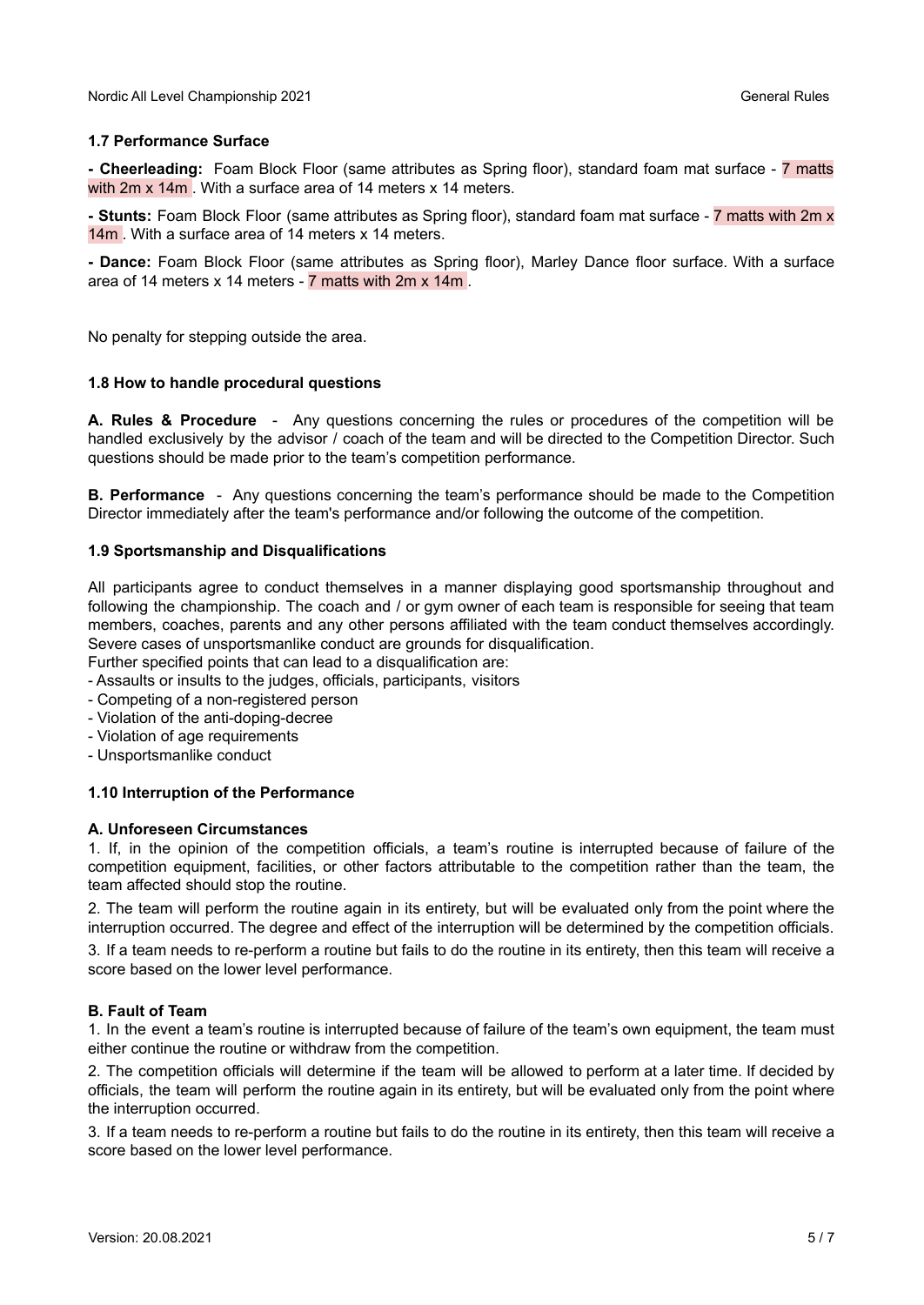### 1.7 Performance Surface

**- Cheerleading:** Foam Block Floor (same attributes as Spring floor), standard foam mat surface - 7 matts with 2m x 14m . With a surface area of 14 meters x 14 meters.

**- Stunts:** Foam Block Floor (same attributes as Spring floor), standard foam mat surface - 7 matts with 2m x 14m . With a surface area of 14 meters x 14 meters.

**- Dance:** Foam Block Floor (same attributes as Spring floor), Marley Dance floor surface. With a surface area of 14 meters x 14 meters - 7 matts with 2m x 14m .

No penalty for stepping outside the area.

### 1.8 How to handle procedural questions

**A. Rules & Procedure** - Any questions concerning the rules or procedures of the competition will be handled exclusively by the advisor / coach of the team and will be directed to the Competition Director. Such questions should be made prior to the team's competition performance.

**B. Performance** - Any questions concerning the team's performance should be made to the Competition Director immediately after the team's performance and/or following the outcome of the competition.

### 1.9 Sportsmanship and Disqualifications

All participants agree to conduct themselves in a manner displaying good sportsmanship throughout and following the championship. The coach and / or gym owner of each team is responsible for seeing that team members, coaches, parents and any other persons affiliated with the team conduct themselves accordingly. Severe cases of unsportsmanlike conduct are grounds for disqualification.

Further specified points that can lead to a disqualification are:

- Assaults or insults to the judges, officials, participants, visitors
- Competing of a non-registered person
- Violation of the anti-doping-decree
- Violation of age requirements
- Unsportsmanlike conduct

### 1.10 Interruption of the Performance

#### A. Unforeseen Circumstances

1. If, in the opinion of the competition officials, a team's routine is interrupted because of failure of the competition equipment, facilities, or other factors attributable to the competition rather than the team, the team affected should stop the routine.
2. The team will perform the routine again in its entirety, but will be evaluated only from the point where the interruption occurred. The degree and effect of the interruption will be determined by the competition officials.
3. If a team needs to re-perform a routine but fails to do the routine in its entirety, then this team will receive a score based on the lower level performance.

#### B. Fault of Team

1. In the event a team's routine is interrupted because of failure of the team's own equipment, the team must either continue the routine or withdraw from the competition.
2. The competition officials will determine if the team will be allowed to perform at a later time. If decided by officials, the team will perform the routine again in its entirety, but will be evaluated only from the point where the interruption occurred.
3. If a team needs to re-perform a routine but fails to do the routine in its entirety, then this team will receive a score based on the lower level performance.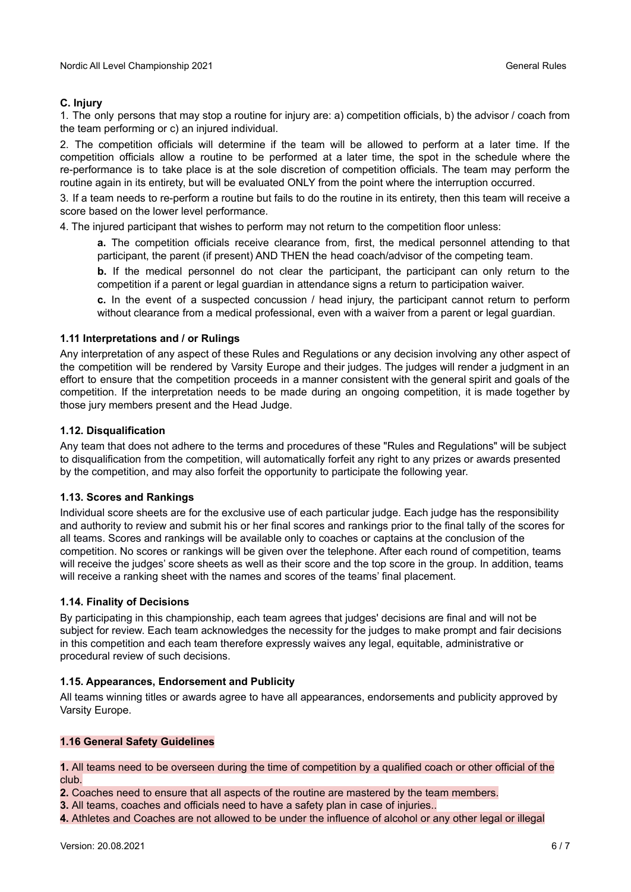### C. Injury

1. The only persons that may stop a routine for injury are: a) competition officials, b) the advisor / coach from the team performing or c) an injured individual.

2. The competition officials will determine if the team will be allowed to perform at a later time. If the competition officials allow a routine to be performed at a later time, the spot in the schedule where the re-performance is to take place is at the sole discretion of competition officials. The team may perform the routine again in its entirety, but will be evaluated ONLY from the point where the interruption occurred.

3. If a team needs to re-perform a routine but fails to do the routine in its entirety, then this team will receive a score based on the lower level performance.

4. The injured participant that wishes to perform may not return to the competition floor unless:

> **a.** The competition officials receive clearance from, first, the medical personnel attending to that participant, the parent (if present) AND THEN the head coach/advisor of the competing team.
>
> **b.** If the medical personnel do not clear the participant, the participant can only return to the competition if a parent or legal guardian in attendance signs a return to participation waiver.
>
> **c.** In the event of a suspected concussion / head injury, the participant cannot return to perform without clearance from a medical professional, even with a waiver from a parent or legal guardian.

### 1.11 Interpretations and / or Rulings

Any interpretation of any aspect of these Rules and Regulations or any decision involving any other aspect of the competition will be rendered by Varsity Europe and their judges. The judges will render a judgment in an effort to ensure that the competition proceeds in a manner consistent with the general spirit and goals of the competition. If the interpretation needs to be made during an ongoing competition, it is made together by those jury members present and the Head Judge.

### 1.12. Disqualification

Any team that does not adhere to the terms and procedures of these "Rules and Regulations" will be subject to disqualification from the competition, will automatically forfeit any right to any prizes or awards presented by the competition, and may also forfeit the opportunity to participate the following year.

### 1.13. Scores and Rankings

Individual score sheets are for the exclusive use of each particular judge. Each judge has the responsibility and authority to review and submit his or her final scores and rankings prior to the final tally of the scores for all teams. Scores and rankings will be available only to coaches or captains at the conclusion of the competition. No scores or rankings will be given over the telephone. After each round of competition, teams will receive the judges' score sheets as well as their score and the top score in the group. In addition, teams will receive a ranking sheet with the names and scores of the teams' final placement.

### 1.14. Finality of Decisions

By participating in this championship, each team agrees that judges' decisions are final and will not be subject for review. Each team acknowledges the necessity for the judges to make prompt and fair decisions in this competition and each team therefore expressly waives any legal, equitable, administrative or procedural review of such decisions.

### 1.15. Appearances, Endorsement and Publicity

All teams winning titles or awards agree to have all appearances, endorsements and publicity approved by Varsity Europe.

### 1.16 General Safety Guidelines

**1.** All teams need to be overseen during the time of competition by a qualified coach or other official of the club.

**2.** Coaches need to ensure that all aspects of the routine are mastered by the team members.

**3.** All teams, coaches and officials need to have a safety plan in case of injuries..

**4.** Athletes and Coaches are not allowed to be under the influence of alcohol or any other legal or illegal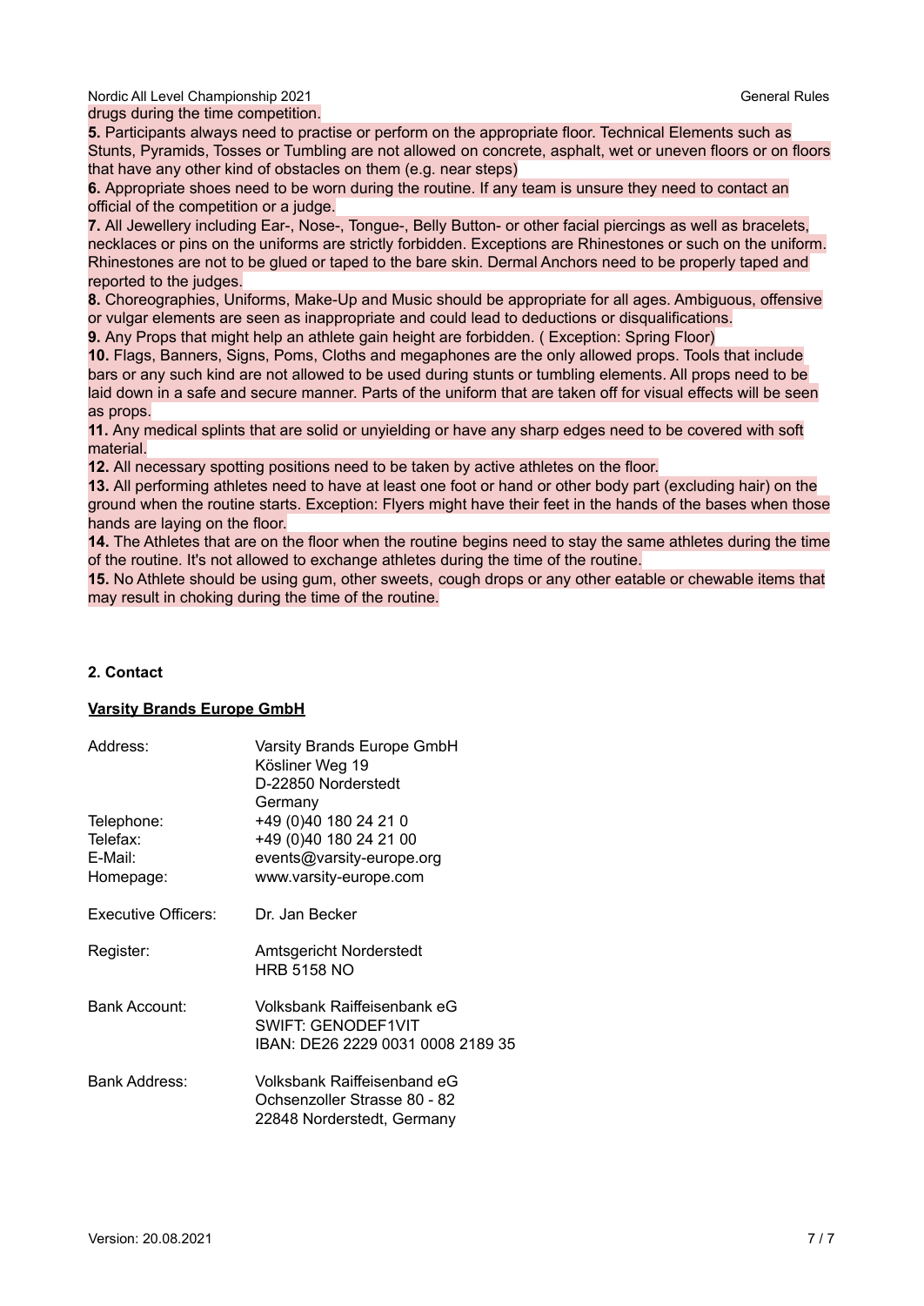drugs during the time competition.

**5.** Participants always need to practise or perform on the appropriate floor. Technical Elements such as Stunts, Pyramids, Tosses or Tumbling are not allowed on concrete, asphalt, wet or uneven floors or on floors that have any other kind of obstacles on them (e.g. near steps)

**6.** Appropriate shoes need to be worn during the routine. If any team is unsure they need to contact an official of the competition or a judge.

**7.** All Jewellery including Ear-, Nose-, Tongue-, Belly Button- or other facial piercings as well as bracelets, necklaces or pins on the uniforms are strictly forbidden. Exceptions are Rhinestones or such on the uniform. Rhinestones are not to be glued or taped to the bare skin. Dermal Anchors need to be properly taped and reported to the judges.

**8.** Choreographies, Uniforms, Make-Up and Music should be appropriate for all ages. Ambiguous, offensive or vulgar elements are seen as inappropriate and could lead to deductions or disqualifications.

**9.** Any Props that might help an athlete gain height are forbidden. ( Exception: Spring Floor)

**10.** Flags, Banners, Signs, Poms, Cloths and megaphones are the only allowed props. Tools that include bars or any such kind are not allowed to be used during stunts or tumbling elements. All props need to be laid down in a safe and secure manner. Parts of the uniform that are taken off for visual effects will be seen as props.

**11.** Any medical splints that are solid or unyielding or have any sharp edges need to be covered with soft material.

**12.** All necessary spotting positions need to be taken by active athletes on the floor.

**13.** All performing athletes need to have at least one foot or hand or other body part (excluding hair) on the ground when the routine starts. Exception: Flyers might have their feet in the hands of the bases when those hands are laying on the floor.

**14.** The Athletes that are on the floor when the routine begins need to stay the same athletes during the time of the routine. It's not allowed to exchange athletes during the time of the routine.

**15.** No Athlete should be using gum, other sweets, cough drops or any other eatable or chewable items that may result in choking during the time of the routine.

## 2. Contact

**Varsity Brands Europe GmbH**

| | |
|---|---|
| Address: | Varsity Brands Europe GmbH<br>Kösliner Weg 19<br>D-22850 Norderstedt<br>Germany |
| Telephone: | +49 (0)40 180 24 21 0 |
| Telefax: | +49 (0)40 180 24 21 00 |
| E-Mail: | events@varsity-europe.org |
| Homepage: | www.varsity-europe.com |
| Executive Officers: | Dr. Jan Becker |
| Register: | Amtsgericht Norderstedt<br>HRB 5158 NO |
| Bank Account: | Volksbank Raiffeisenbank eG<br>SWIFT: GENODEF1VIT<br>IBAN: DE26 2229 0031 0008 2189 35 |
| Bank Address: | Volksbank Raiffeisenband eG<br>Ochsenzoller Strasse 80 - 82<br>22848 Norderstedt, Germany |

Version: 20.08.2021